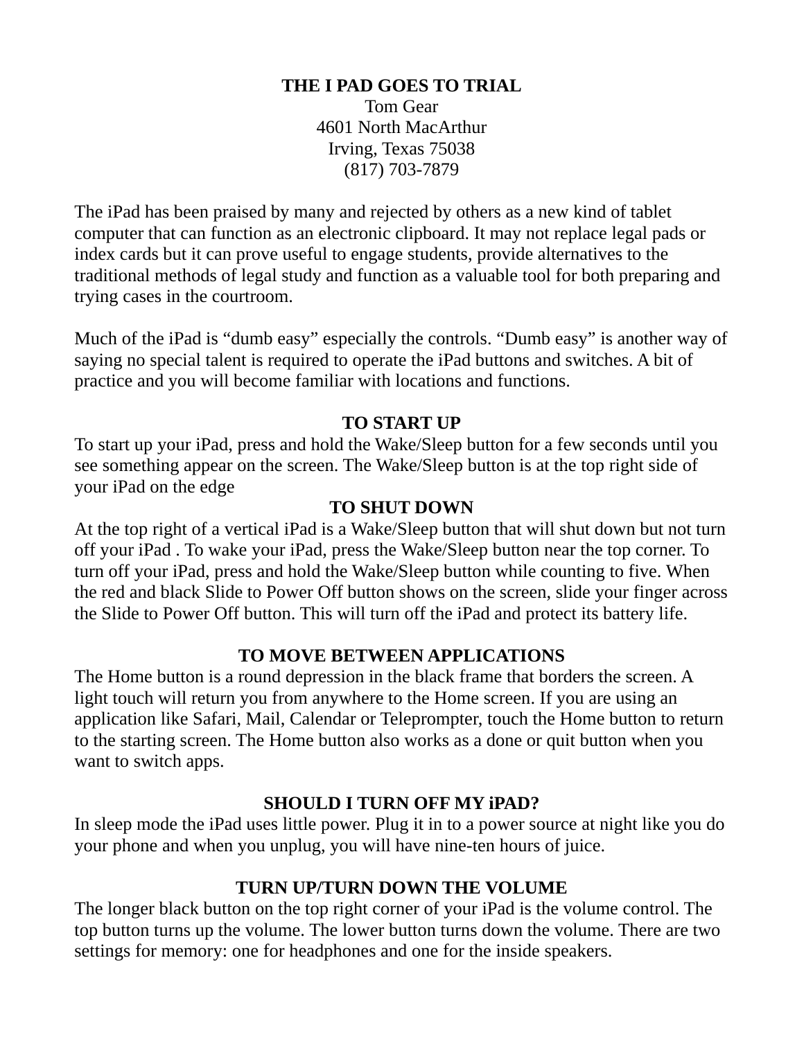# THE I PAD GOES TO TRIAL

Tom Gear
4601 North MacArthur
Irving, Texas 75038
(817) 703-7879

The iPad has been praised by many and rejected by others as a new kind of tablet computer that can function as an electronic clipboard. It may not replace legal pads or index cards but it can prove useful to engage students, provide alternatives to the traditional methods of legal study and function as a valuable tool for both preparing and trying cases in the courtroom.

Much of the iPad is "dumb easy" especially the controls. "Dumb easy" is another way of saying no special talent is required to operate the iPad buttons and switches. A bit of practice and you will become familiar with locations and functions.

## TO START UP

To start up your iPad, press and hold the Wake/Sleep button for a few seconds until you see something appear on the screen. The Wake/Sleep button is at the top right side of your iPad on the edge

## TO SHUT DOWN

At the top right of a vertical iPad is a Wake/Sleep button that will shut down but not turn off your iPad . To wake your iPad, press the Wake/Sleep button near the top corner. To turn off your iPad, press and hold the Wake/Sleep button while counting to five. When the red and black Slide to Power Off button shows on the screen, slide your finger across the Slide to Power Off button. This will turn off the iPad and protect its battery life.

## TO MOVE BETWEEN APPLICATIONS

The Home button is a round depression in the black frame that borders the screen. A light touch will return you from anywhere to the Home screen. If you are using an application like Safari, Mail, Calendar or Teleprompter, touch the Home button to return to the starting screen. The Home button also works as a done or quit button when you want to switch apps.

## SHOULD I TURN OFF MY iPAD?

In sleep mode the iPad uses little power. Plug it in to a power source at night like you do your phone and when you unplug, you will have nine-ten hours of juice.

## TURN UP/TURN DOWN THE VOLUME

The longer black button on the top right corner of your iPad is the volume control. The top button turns up the volume. The lower button turns down the volume. There are two settings for memory: one for headphones and one for the inside speakers.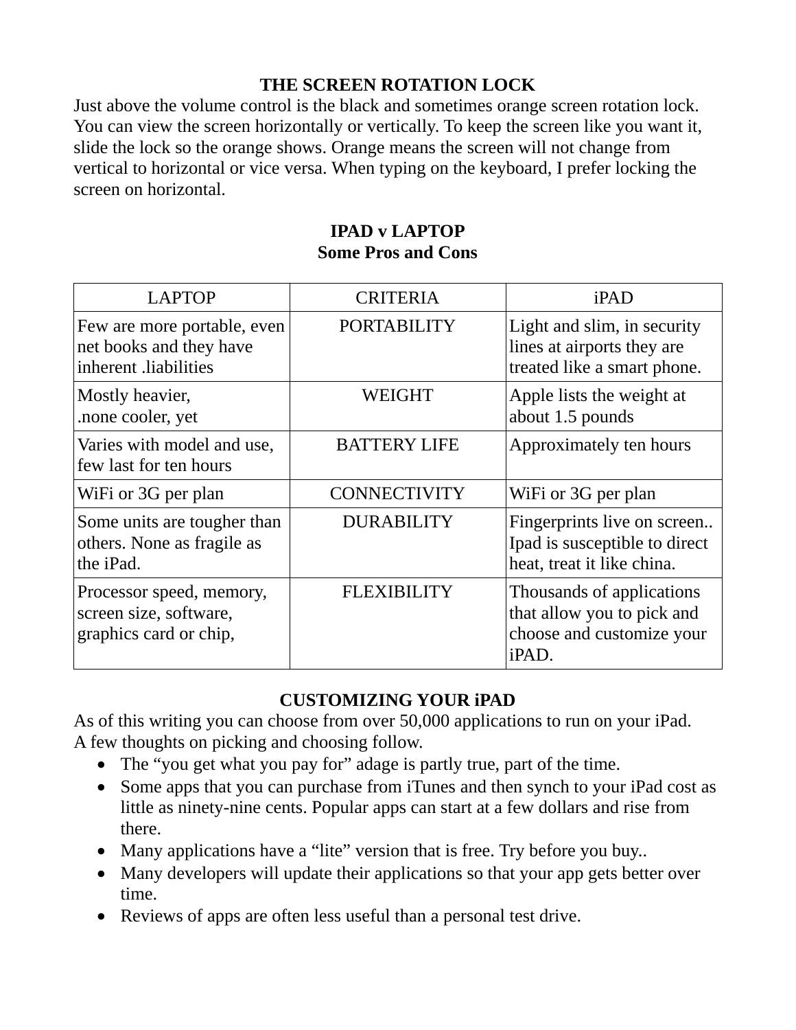## THE SCREEN ROTATION LOCK

Just above the volume control is the black and sometimes orange screen rotation lock. You can view the screen horizontally or vertically. To keep the screen like you want it, slide the lock so the orange shows. Orange means the screen will not change from vertical to horizontal or vice versa. When typing on the keyboard, I prefer locking the screen on horizontal.

## IPAD v LAPTOP
### Some Pros and Cons

| LAPTOP | CRITERIA | iPAD |
|---|---|---|
| Few are more portable, even net books and they have inherent .liabilities | PORTABILITY | Light and slim, in security lines at airports they are treated like a smart phone. |
| Mostly heavier, .none cooler, yet | WEIGHT | Apple lists the weight at about 1.5 pounds |
| Varies with model and use, few last for ten hours | BATTERY LIFE | Approximately ten hours |
| WiFi or 3G per plan | CONNECTIVITY | WiFi or 3G per plan |
| Some units are tougher than others. None as fragile as the iPad. | DURABILITY | Fingerprints live on screen.. Ipad is susceptible to direct heat, treat it like china. |
| Processor speed, memory, screen size, software, graphics card or chip, | FLEXIBILITY | Thousands of applications that allow you to pick and choose and customize your iPAD. |

## CUSTOMIZING YOUR iPAD

As of this writing you can choose from over 50,000 applications to run on your iPad. A few thoughts on picking and choosing follow.

- The "you get what you pay for" adage is partly true, part of the time.
- Some apps that you can purchase from iTunes and then synch to your iPad cost as little as ninety-nine cents. Popular apps can start at a few dollars and rise from there.
- Many applications have a "lite" version that is free. Try before you buy..
- Many developers will update their applications so that your app gets better over time.
- Reviews of apps are often less useful than a personal test drive.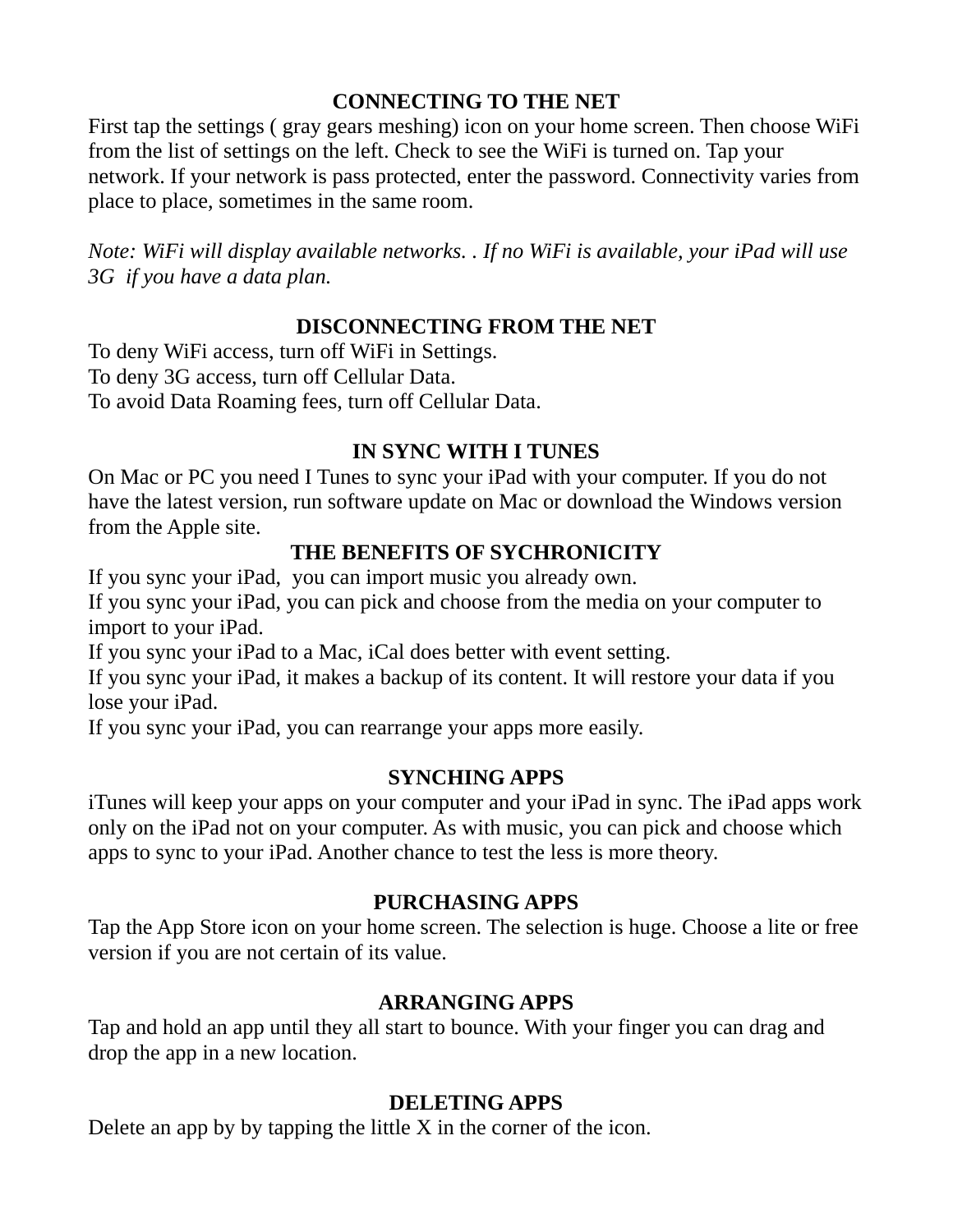## CONNECTING TO THE NET

First tap the settings ( gray gears meshing) icon on your home screen. Then choose WiFi from the list of settings on the left. Check to see the WiFi is turned on. Tap your network. If your network is pass protected, enter the password. Connectivity varies from place to place, sometimes in the same room.

*Note: WiFi will display available networks. . If no WiFi is available, your iPad will use 3G if you have a data plan.*

## DISCONNECTING FROM THE NET

To deny WiFi access, turn off WiFi in Settings.
To deny 3G access, turn off Cellular Data.
To avoid Data Roaming fees, turn off Cellular Data.

## IN SYNC WITH I TUNES

On Mac or PC you need I Tunes to sync your iPad with your computer. If you do not have the latest version, run software update on Mac or download the Windows version from the Apple site.

## THE BENEFITS OF SYCHRONICITY

If you sync your iPad, you can import music you already own.
If you sync your iPad, you can pick and choose from the media on your computer to import to your iPad.
If you sync your iPad to a Mac, iCal does better with event setting.
If you sync your iPad, it makes a backup of its content. It will restore your data if you lose your iPad.
If you sync your iPad, you can rearrange your apps more easily.

## SYNCHING APPS

iTunes will keep your apps on your computer and your iPad in sync. The iPad apps work only on the iPad not on your computer. As with music, you can pick and choose which apps to sync to your iPad. Another chance to test the less is more theory.

## PURCHASING APPS

Tap the App Store icon on your home screen. The selection is huge. Choose a lite or free version if you are not certain of its value.

## ARRANGING APPS

Tap and hold an app until they all start to bounce. With your finger you can drag and drop the app in a new location.

## DELETING APPS

Delete an app by by tapping the little X in the corner of the icon.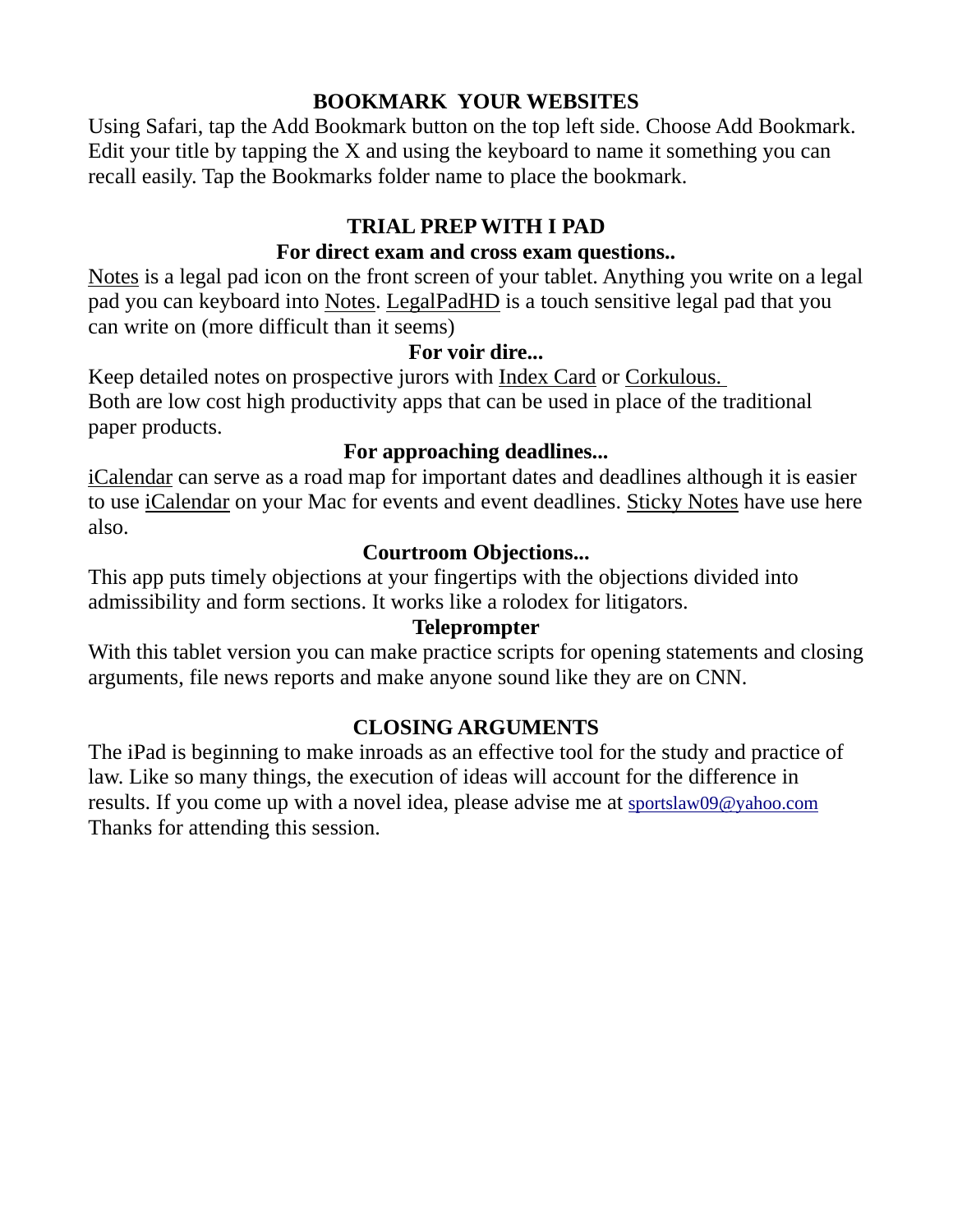## BOOKMARK YOUR WEBSITES

Using Safari, tap the Add Bookmark button on the top left side. Choose Add Bookmark. Edit your title by tapping the X and using the keyboard to name it something you can recall easily. Tap the Bookmarks folder name to place the bookmark.

## TRIAL PREP WITH I PAD

### For direct exam and cross exam questions..

Notes is a legal pad icon on the front screen of your tablet. Anything you write on a legal pad you can keyboard into Notes. LegalPadHD is a touch sensitive legal pad that you can write on (more difficult than it seems)

### For voir dire...

Keep detailed notes on prospective jurors with Index Card or Corkulous.
Both are low cost high productivity apps that can be used in place of the traditional paper products.

### For approaching deadlines...

iCalendar can serve as a road map for important dates and deadlines although it is easier to use iCalendar on your Mac for events and event deadlines. Sticky Notes have use here also.

### Courtroom Objections...

This app puts timely objections at your fingertips with the objections divided into admissibility and form sections. It works like a rolodex for litigators.

### Teleprompter

With this tablet version you can make practice scripts for opening statements and closing arguments, file news reports and make anyone sound like they are on CNN.

## CLOSING ARGUMENTS

The iPad is beginning to make inroads as an effective tool for the study and practice of law. Like so many things, the execution of ideas will account for the difference in results. If you come up with a novel idea, please advise me at sportslaw09@yahoo.com
Thanks for attending this session.